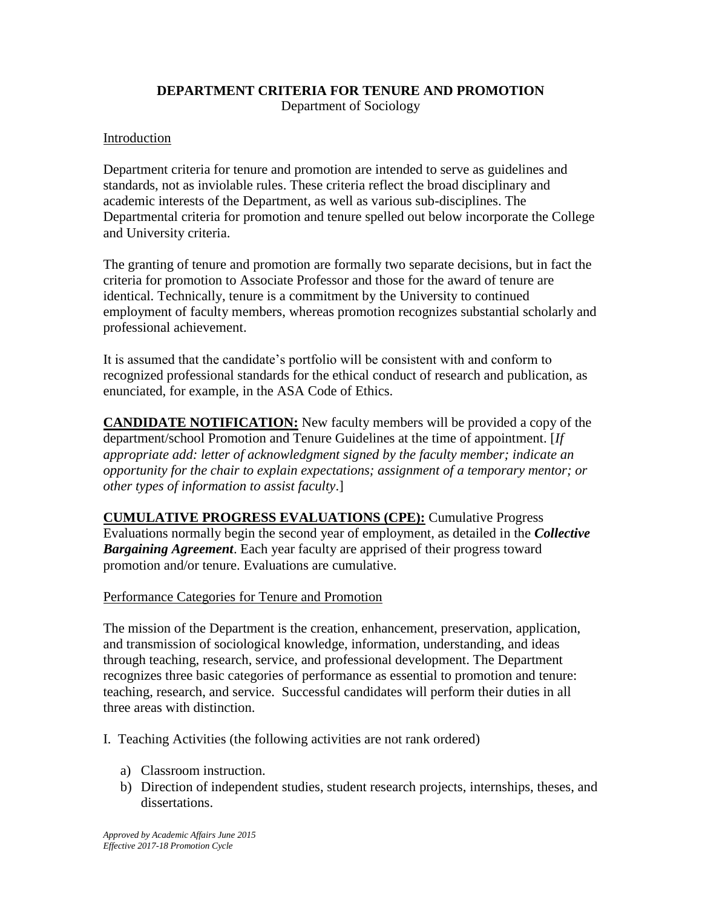# DEPARTMENT CRITERIA FOR TENURE AND PROMOTION

Department of Sociology

## Introduction

Department criteria for tenure and promotion are intended to serve as guidelines and standards, not as inviolable rules. These criteria reflect the broad disciplinary and academic interests of the Department, as well as various sub-disciplines. The Departmental criteria for promotion and tenure spelled out below incorporate the College and University criteria.

The granting of tenure and promotion are formally two separate decisions, but in fact the criteria for promotion to Associate Professor and those for the award of tenure are identical. Technically, tenure is a commitment by the University to continued employment of faculty members, whereas promotion recognizes substantial scholarly and professional achievement.

It is assumed that the candidate's portfolio will be consistent with and conform to recognized professional standards for the ethical conduct of research and publication, as enunciated, for example, in the ASA Code of Ethics.

**CANDIDATE NOTIFICATION:** New faculty members will be provided a copy of the department/school Promotion and Tenure Guidelines at the time of appointment. [*If appropriate add: letter of acknowledgment signed by the faculty member; indicate an opportunity for the chair to explain expectations; assignment of a temporary mentor; or other types of information to assist faculty*.]

**CUMULATIVE PROGRESS EVALUATIONS (CPE):** Cumulative Progress Evaluations normally begin the second year of employment, as detailed in the ***Collective Bargaining Agreement***. Each year faculty are apprised of their progress toward promotion and/or tenure. Evaluations are cumulative.

## Performance Categories for Tenure and Promotion

The mission of the Department is the creation, enhancement, preservation, application, and transmission of sociological knowledge, information, understanding, and ideas through teaching, research, service, and professional development. The Department recognizes three basic categories of performance as essential to promotion and tenure: teaching, research, and service. Successful candidates will perform their duties in all three areas with distinction.

I. Teaching Activities (the following activities are not rank ordered)

a) Classroom instruction.
b) Direction of independent studies, student research projects, internships, theses, and dissertations.

*Approved by Academic Affairs June 2015*
*Effective 2017-18 Promotion Cycle*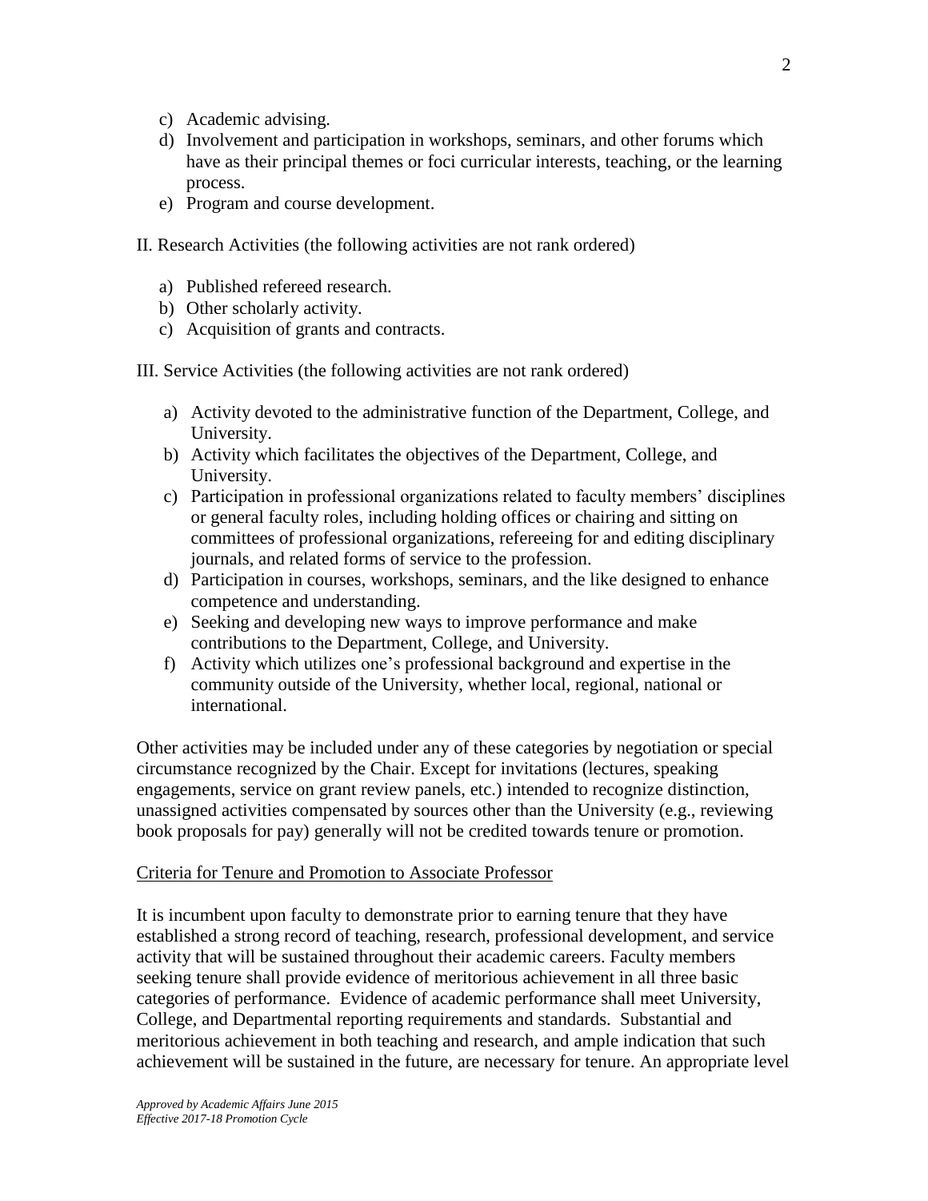c) Academic advising.
d) Involvement and participation in workshops, seminars, and other forums which have as their principal themes or foci curricular interests, teaching, or the learning process.
e) Program and course development.

II. Research Activities (the following activities are not rank ordered)

a) Published refereed research.
b) Other scholarly activity.
c) Acquisition of grants and contracts.

III. Service Activities (the following activities are not rank ordered)

a) Activity devoted to the administrative function of the Department, College, and University.
b) Activity which facilitates the objectives of the Department, College, and University.
c) Participation in professional organizations related to faculty members' disciplines or general faculty roles, including holding offices or chairing and sitting on committees of professional organizations, refereeing for and editing disciplinary journals, and related forms of service to the profession.
d) Participation in courses, workshops, seminars, and the like designed to enhance competence and understanding.
e) Seeking and developing new ways to improve performance and make contributions to the Department, College, and University.
f) Activity which utilizes one's professional background and expertise in the community outside of the University, whether local, regional, national or international.

Other activities may be included under any of these categories by negotiation or special circumstance recognized by the Chair. Except for invitations (lectures, speaking engagements, service on grant review panels, etc.) intended to recognize distinction, unassigned activities compensated by sources other than the University (e.g., reviewing book proposals for pay) generally will not be credited towards tenure or promotion.

<u>Criteria for Tenure and Promotion to Associate Professor</u>

It is incumbent upon faculty to demonstrate prior to earning tenure that they have established a strong record of teaching, research, professional development, and service activity that will be sustained throughout their academic careers. Faculty members seeking tenure shall provide evidence of meritorious achievement in all three basic categories of performance. Evidence of academic performance shall meet University, College, and Departmental reporting requirements and standards. Substantial and meritorious achievement in both teaching and research, and ample indication that such achievement will be sustained in the future, are necessary for tenure. An appropriate level

*Approved by Academic Affairs June 2015*
*Effective 2017-18 Promotion Cycle*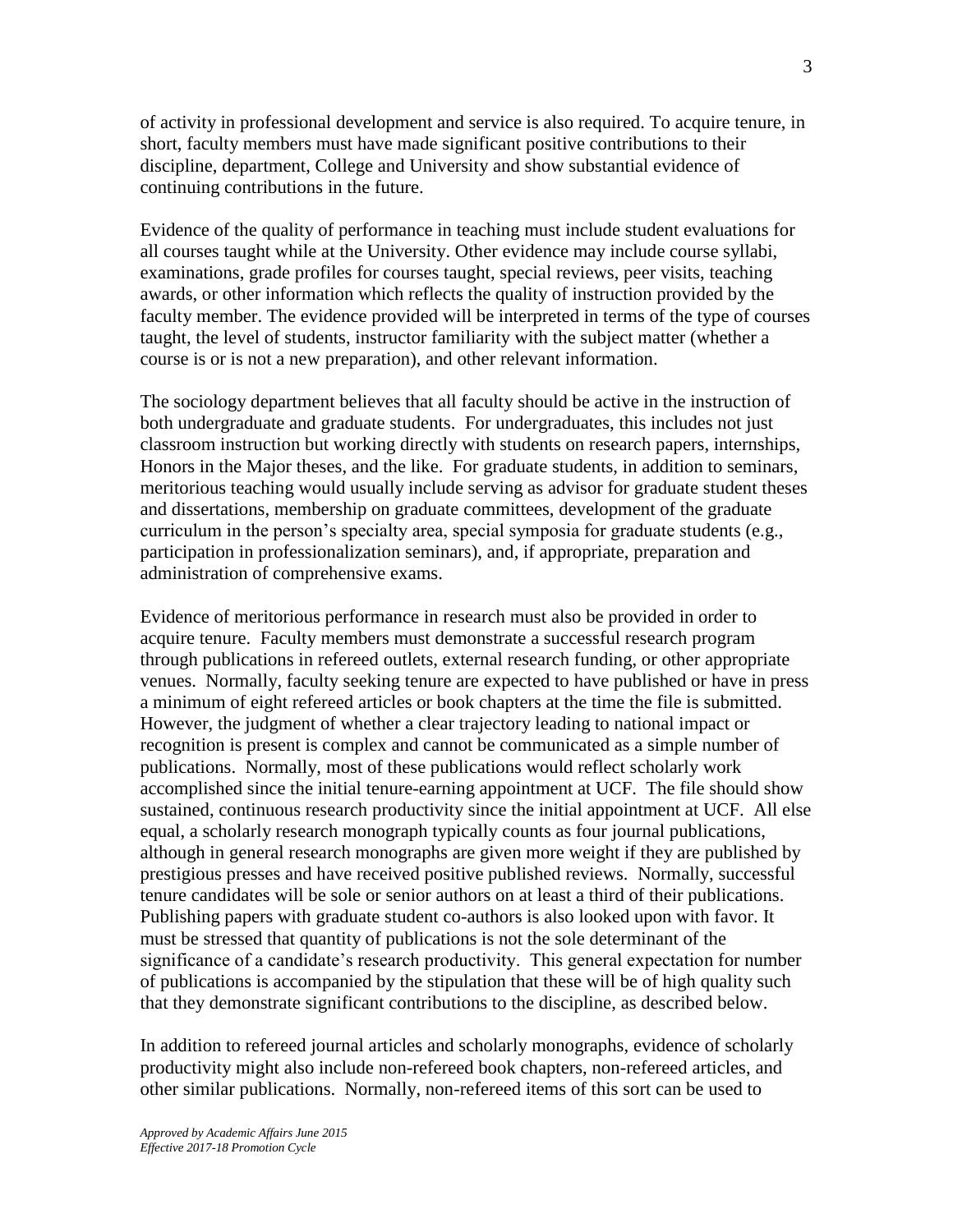of activity in professional development and service is also required. To acquire tenure, in short, faculty members must have made significant positive contributions to their discipline, department, College and University and show substantial evidence of continuing contributions in the future.

Evidence of the quality of performance in teaching must include student evaluations for all courses taught while at the University. Other evidence may include course syllabi, examinations, grade profiles for courses taught, special reviews, peer visits, teaching awards, or other information which reflects the quality of instruction provided by the faculty member. The evidence provided will be interpreted in terms of the type of courses taught, the level of students, instructor familiarity with the subject matter (whether a course is or is not a new preparation), and other relevant information.

The sociology department believes that all faculty should be active in the instruction of both undergraduate and graduate students. For undergraduates, this includes not just classroom instruction but working directly with students on research papers, internships, Honors in the Major theses, and the like. For graduate students, in addition to seminars, meritorious teaching would usually include serving as advisor for graduate student theses and dissertations, membership on graduate committees, development of the graduate curriculum in the person's specialty area, special symposia for graduate students (e.g., participation in professionalization seminars), and, if appropriate, preparation and administration of comprehensive exams.

Evidence of meritorious performance in research must also be provided in order to acquire tenure. Faculty members must demonstrate a successful research program through publications in refereed outlets, external research funding, or other appropriate venues. Normally, faculty seeking tenure are expected to have published or have in press a minimum of eight refereed articles or book chapters at the time the file is submitted. However, the judgment of whether a clear trajectory leading to national impact or recognition is present is complex and cannot be communicated as a simple number of publications. Normally, most of these publications would reflect scholarly work accomplished since the initial tenure-earning appointment at UCF. The file should show sustained, continuous research productivity since the initial appointment at UCF. All else equal, a scholarly research monograph typically counts as four journal publications, although in general research monographs are given more weight if they are published by prestigious presses and have received positive published reviews. Normally, successful tenure candidates will be sole or senior authors on at least a third of their publications. Publishing papers with graduate student co-authors is also looked upon with favor. It must be stressed that quantity of publications is not the sole determinant of the significance of a candidate's research productivity. This general expectation for number of publications is accompanied by the stipulation that these will be of high quality such that they demonstrate significant contributions to the discipline, as described below.

In addition to refereed journal articles and scholarly monographs, evidence of scholarly productivity might also include non-refereed book chapters, non-refereed articles, and other similar publications. Normally, non-refereed items of this sort can be used to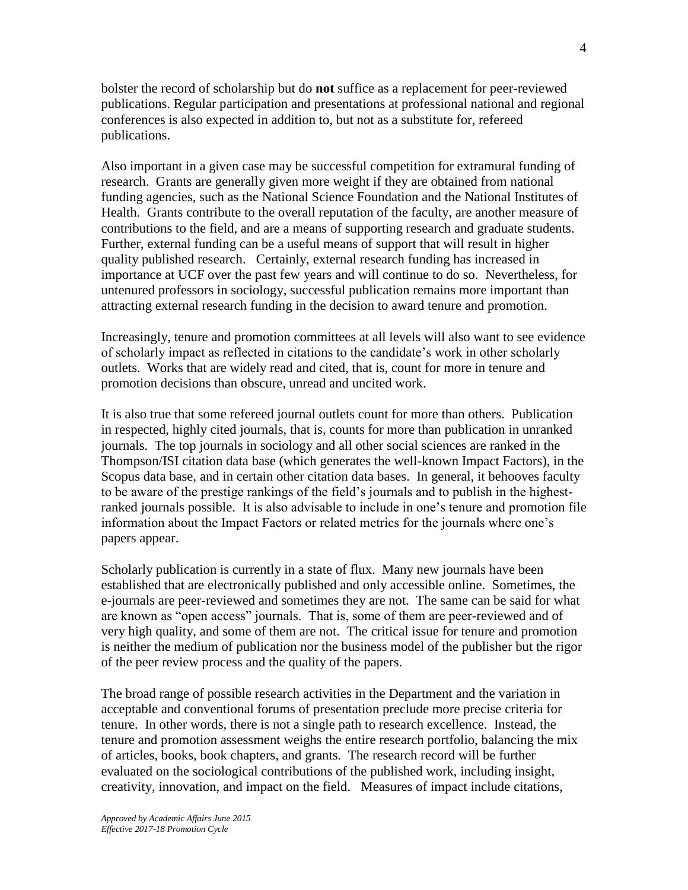bolster the record of scholarship but do **not** suffice as a replacement for peer-reviewed publications. Regular participation and presentations at professional national and regional conferences is also expected in addition to, but not as a substitute for, refereed publications.

Also important in a given case may be successful competition for extramural funding of research. Grants are generally given more weight if they are obtained from national funding agencies, such as the National Science Foundation and the National Institutes of Health. Grants contribute to the overall reputation of the faculty, are another measure of contributions to the field, and are a means of supporting research and graduate students. Further, external funding can be a useful means of support that will result in higher quality published research. Certainly, external research funding has increased in importance at UCF over the past few years and will continue to do so. Nevertheless, for untenured professors in sociology, successful publication remains more important than attracting external research funding in the decision to award tenure and promotion.

Increasingly, tenure and promotion committees at all levels will also want to see evidence of scholarly impact as reflected in citations to the candidate's work in other scholarly outlets. Works that are widely read and cited, that is, count for more in tenure and promotion decisions than obscure, unread and uncited work.

It is also true that some refereed journal outlets count for more than others. Publication in respected, highly cited journals, that is, counts for more than publication in unranked journals. The top journals in sociology and all other social sciences are ranked in the Thompson/ISI citation data base (which generates the well-known Impact Factors), in the Scopus data base, and in certain other citation data bases. In general, it behooves faculty to be aware of the prestige rankings of the field's journals and to publish in the highest-ranked journals possible. It is also advisable to include in one's tenure and promotion file information about the Impact Factors or related metrics for the journals where one's papers appear.

Scholarly publication is currently in a state of flux. Many new journals have been established that are electronically published and only accessible online. Sometimes, the e-journals are peer-reviewed and sometimes they are not. The same can be said for what are known as "open access" journals. That is, some of them are peer-reviewed and of very high quality, and some of them are not. The critical issue for tenure and promotion is neither the medium of publication nor the business model of the publisher but the rigor of the peer review process and the quality of the papers.

The broad range of possible research activities in the Department and the variation in acceptable and conventional forums of presentation preclude more precise criteria for tenure. In other words, there is not a single path to research excellence. Instead, the tenure and promotion assessment weighs the entire research portfolio, balancing the mix of articles, books, book chapters, and grants. The research record will be further evaluated on the sociological contributions of the published work, including insight, creativity, innovation, and impact on the field. Measures of impact include citations,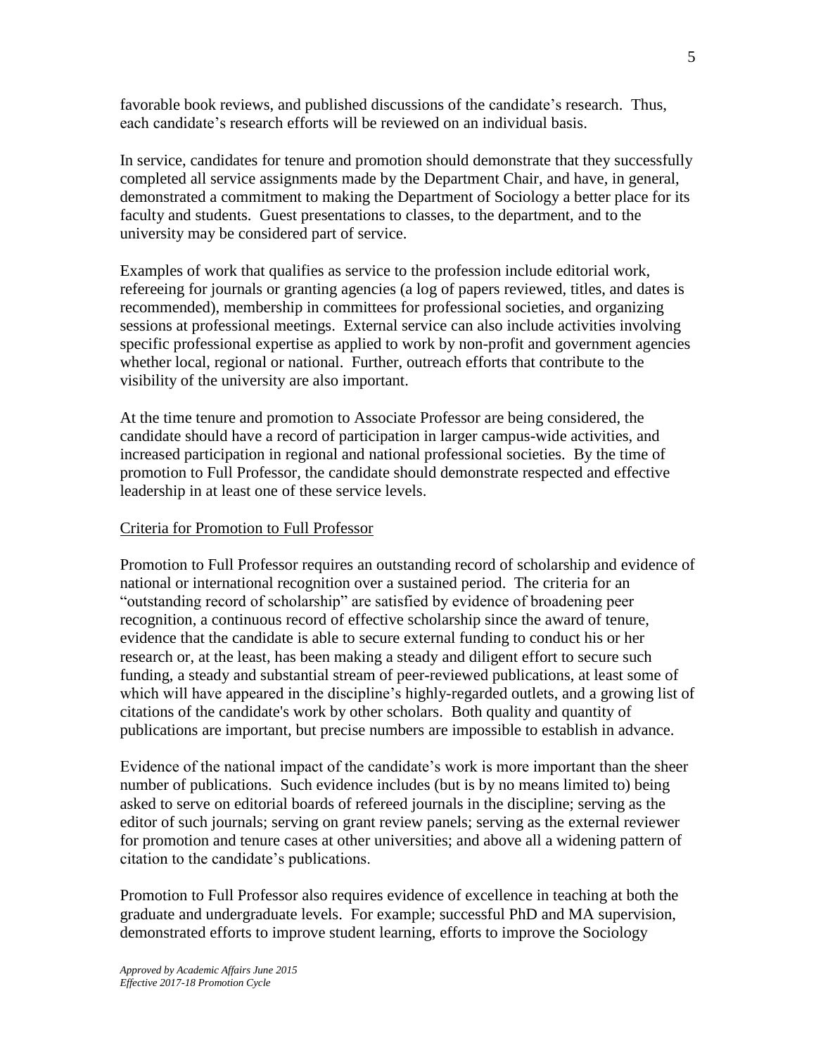favorable book reviews, and published discussions of the candidate's research. Thus, each candidate's research efforts will be reviewed on an individual basis.

In service, candidates for tenure and promotion should demonstrate that they successfully completed all service assignments made by the Department Chair, and have, in general, demonstrated a commitment to making the Department of Sociology a better place for its faculty and students. Guest presentations to classes, to the department, and to the university may be considered part of service.

Examples of work that qualifies as service to the profession include editorial work, refereeing for journals or granting agencies (a log of papers reviewed, titles, and dates is recommended), membership in committees for professional societies, and organizing sessions at professional meetings. External service can also include activities involving specific professional expertise as applied to work by non-profit and government agencies whether local, regional or national. Further, outreach efforts that contribute to the visibility of the university are also important.

At the time tenure and promotion to Associate Professor are being considered, the candidate should have a record of participation in larger campus-wide activities, and increased participation in regional and national professional societies. By the time of promotion to Full Professor, the candidate should demonstrate respected and effective leadership in at least one of these service levels.

<u>Criteria for Promotion to Full Professor</u>

Promotion to Full Professor requires an outstanding record of scholarship and evidence of national or international recognition over a sustained period. The criteria for an "outstanding record of scholarship" are satisfied by evidence of broadening peer recognition, a continuous record of effective scholarship since the award of tenure, evidence that the candidate is able to secure external funding to conduct his or her research or, at the least, has been making a steady and diligent effort to secure such funding, a steady and substantial stream of peer-reviewed publications, at least some of which will have appeared in the discipline's highly-regarded outlets, and a growing list of citations of the candidate's work by other scholars. Both quality and quantity of publications are important, but precise numbers are impossible to establish in advance.

Evidence of the national impact of the candidate's work is more important than the sheer number of publications. Such evidence includes (but is by no means limited to) being asked to serve on editorial boards of refereed journals in the discipline; serving as the editor of such journals; serving on grant review panels; serving as the external reviewer for promotion and tenure cases at other universities; and above all a widening pattern of citation to the candidate's publications.

Promotion to Full Professor also requires evidence of excellence in teaching at both the graduate and undergraduate levels. For example; successful PhD and MA supervision, demonstrated efforts to improve student learning, efforts to improve the Sociology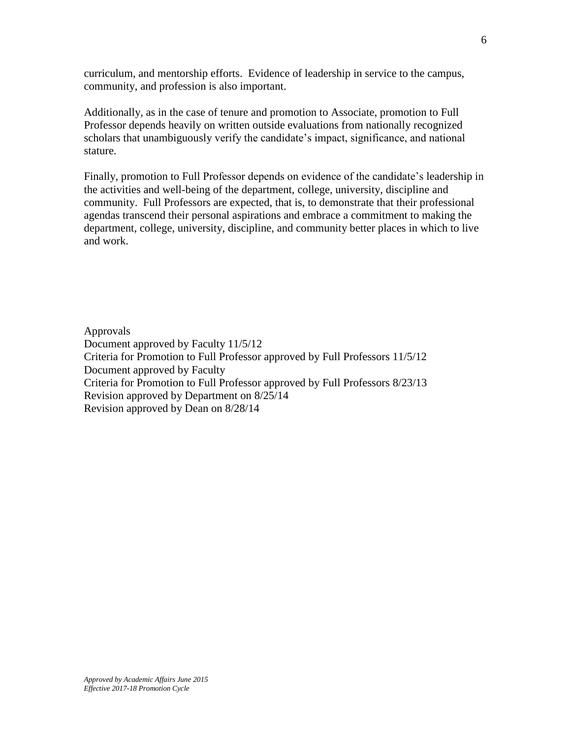curriculum, and mentorship efforts. Evidence of leadership in service to the campus, community, and profession is also important.

Additionally, as in the case of tenure and promotion to Associate, promotion to Full Professor depends heavily on written outside evaluations from nationally recognized scholars that unambiguously verify the candidate's impact, significance, and national stature.

Finally, promotion to Full Professor depends on evidence of the candidate's leadership in the activities and well-being of the department, college, university, discipline and community. Full Professors are expected, that is, to demonstrate that their professional agendas transcend their personal aspirations and embrace a commitment to making the department, college, university, discipline, and community better places in which to live and work.

Approvals
Document approved by Faculty 11/5/12
Criteria for Promotion to Full Professor approved by Full Professors 11/5/12
Document approved by Faculty
Criteria for Promotion to Full Professor approved by Full Professors 8/23/13
Revision approved by Department on 8/25/14
Revision approved by Dean on 8/28/14

*Approved by Academic Affairs June 2015*
*Effective 2017-18 Promotion Cycle*